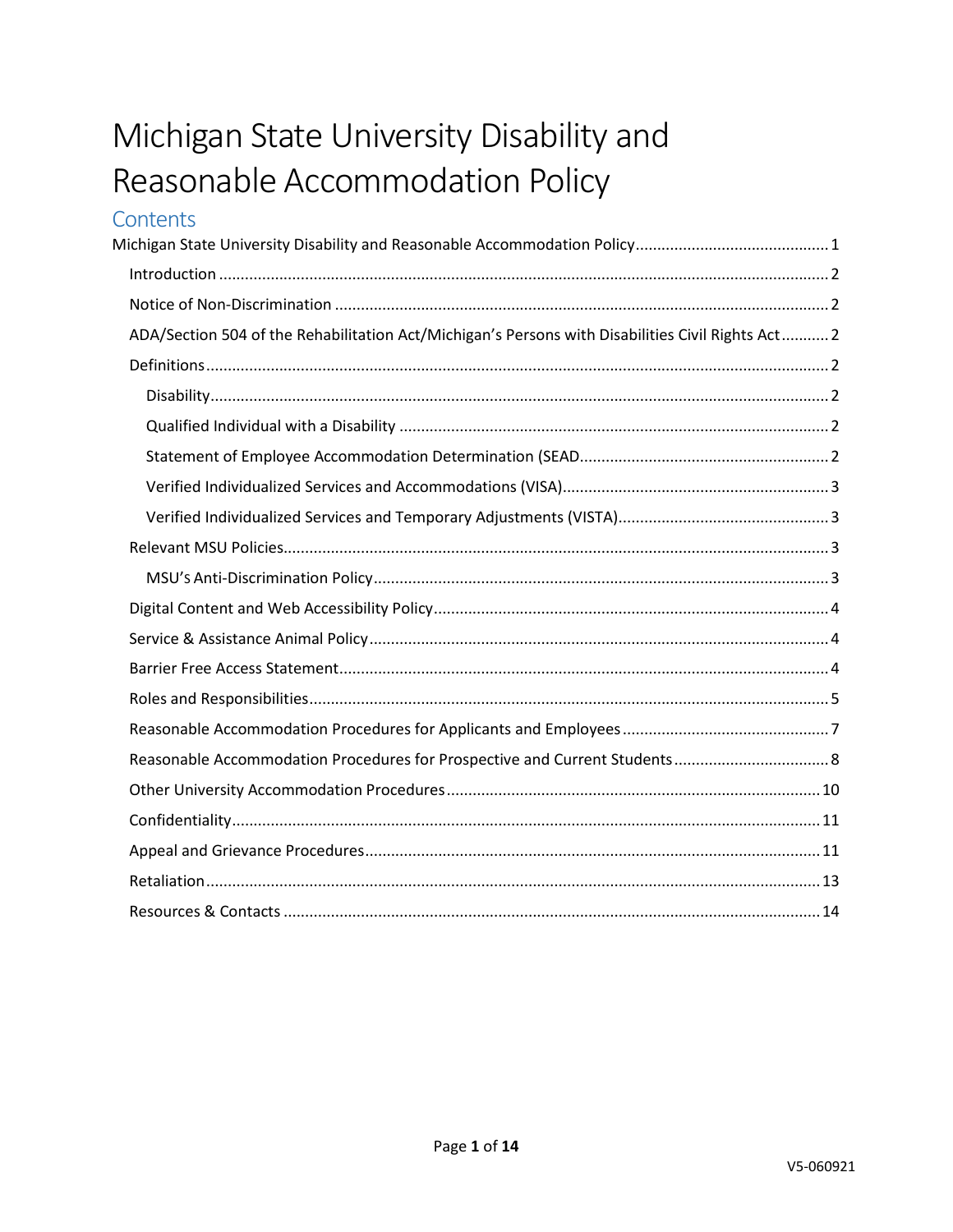# Michigan State University Disability and Reasonable Accommodation Policy

## Contents

Michigan State University Disability and Reasonable Accommodation Policy ............................................ 1
- Introduction ............................................................................................................................ 2
- Notice of Non-Discrimination .................................................................................................. 2
- ADA/Section 504 of the Rehabilitation Act/Michigan's Persons with Disabilities Civil Rights Act ........... 2
- Definitions ............................................................................................................................... 2
  - Disability .............................................................................................................................. 2
  - Qualified Individual with a Disability .................................................................................. 2
  - Statement of Employee Accommodation Determination (SEAD ......................................................... 2
  - Verified Individualized Services and Accommodations (VISA) ............................................................. 3
  - Verified Individualized Services and Temporary Adjustments (VISTA) ................................................ 3
- Relevant MSU Policies .............................................................................................................. 3
  - MSU's Anti-Discrimination Policy ......................................................................................... 3
- Digital Content and Web Accessibility Policy ........................................................................... 4
- Service & Assistance Animal Policy .......................................................................................... 4
- Barrier Free Access Statement ................................................................................................. 4
- Roles and Responsibilities ........................................................................................................ 5
- Reasonable Accommodation Procedures for Applicants and Employees ................................................ 7
- Reasonable Accommodation Procedures for Prospective and Current Students .................................... 8
- Other University Accommodation Procedures ...................................................................... 10
- Confidentiality ....................................................................................................................... 11
- Appeal and Grievance Procedures ......................................................................................... 11
- Retaliation ............................................................................................................................. 13
- Resources & Contacts ............................................................................................................ 14

V5-060921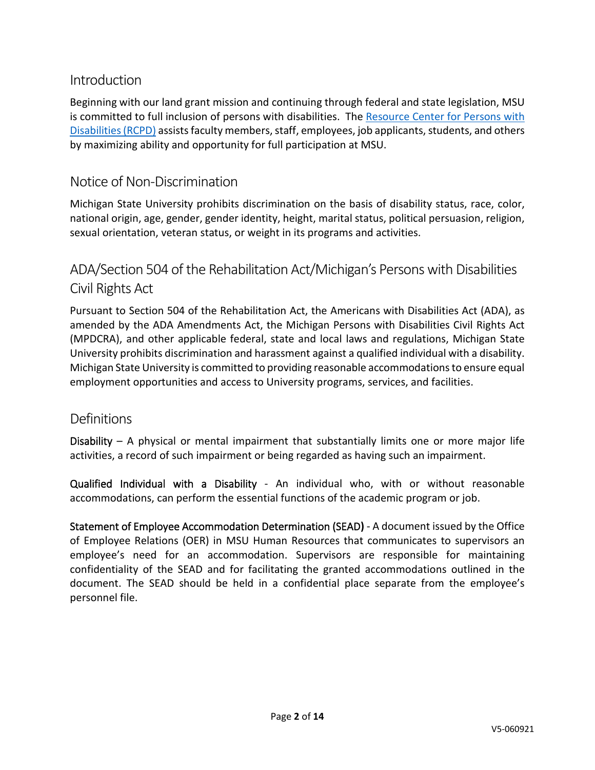## Introduction

Beginning with our land grant mission and continuing through federal and state legislation, MSU is committed to full inclusion of persons with disabilities. The [Resource Center for Persons with Disabilities (RCPD)](#) assists faculty members, staff, employees, job applicants, students, and others by maximizing ability and opportunity for full participation at MSU.

## Notice of Non-Discrimination

Michigan State University prohibits discrimination on the basis of disability status, race, color, national origin, age, gender, gender identity, height, marital status, political persuasion, religion, sexual orientation, veteran status, or weight in its programs and activities.

## ADA/Section 504 of the Rehabilitation Act/Michigan's Persons with Disabilities Civil Rights Act

Pursuant to Section 504 of the Rehabilitation Act, the Americans with Disabilities Act (ADA), as amended by the ADA Amendments Act, the Michigan Persons with Disabilities Civil Rights Act (MPDCRA), and other applicable federal, state and local laws and regulations, Michigan State University prohibits discrimination and harassment against a qualified individual with a disability. Michigan State University is committed to providing reasonable accommodations to ensure equal employment opportunities and access to University programs, services, and facilities.

## Definitions

**Disability** – A physical or mental impairment that substantially limits one or more major life activities, a record of such impairment or being regarded as having such an impairment.

**Qualified Individual with a Disability** - An individual who, with or without reasonable accommodations, can perform the essential functions of the academic program or job.

**Statement of Employee Accommodation Determination (SEAD)** - A document issued by the Office of Employee Relations (OER) in MSU Human Resources that communicates to supervisors an employee's need for an accommodation. Supervisors are responsible for maintaining confidentiality of the SEAD and for facilitating the granted accommodations outlined in the document. The SEAD should be held in a confidential place separate from the employee's personnel file.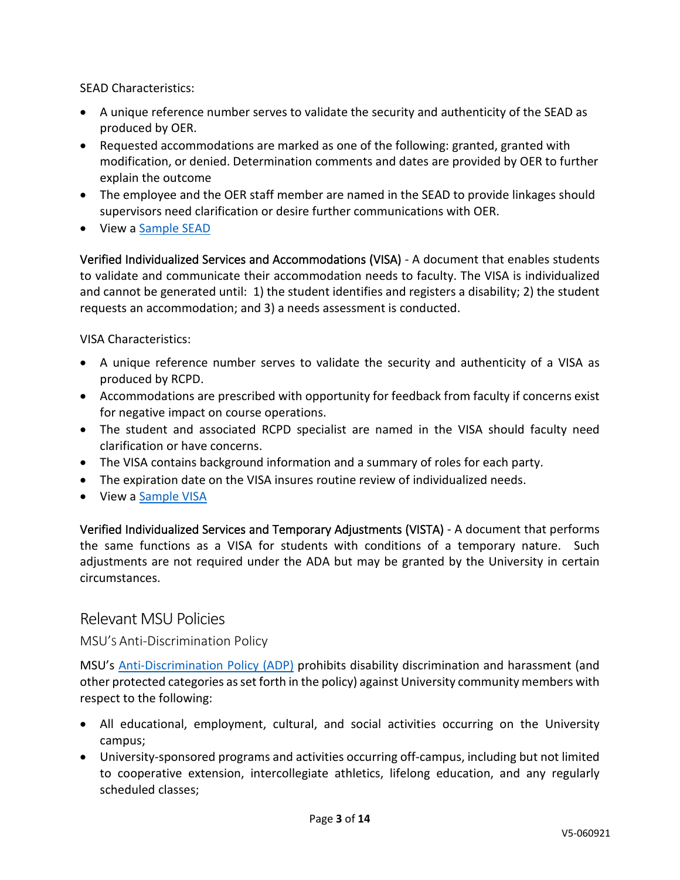SEAD Characteristics:

- A unique reference number serves to validate the security and authenticity of the SEAD as produced by OER.
- Requested accommodations are marked as one of the following: granted, granted with modification, or denied. Determination comments and dates are provided by OER to further explain the outcome
- The employee and the OER staff member are named in the SEAD to provide linkages should supervisors need clarification or desire further communications with OER.
- View a Sample SEAD

Verified Individualized Services and Accommodations (VISA) - A document that enables students to validate and communicate their accommodation needs to faculty. The VISA is individualized and cannot be generated until: 1) the student identifies and registers a disability; 2) the student requests an accommodation; and 3) a needs assessment is conducted.

VISA Characteristics:

- A unique reference number serves to validate the security and authenticity of a VISA as produced by RCPD.
- Accommodations are prescribed with opportunity for feedback from faculty if concerns exist for negative impact on course operations.
- The student and associated RCPD specialist are named in the VISA should faculty need clarification or have concerns.
- The VISA contains background information and a summary of roles for each party.
- The expiration date on the VISA insures routine review of individualized needs.
- View a Sample VISA

Verified Individualized Services and Temporary Adjustments (VISTA) - A document that performs the same functions as a VISA for students with conditions of a temporary nature. Such adjustments are not required under the ADA but may be granted by the University in certain circumstances.

## Relevant MSU Policies

### MSU's Anti-Discrimination Policy

MSU's Anti-Discrimination Policy (ADP) prohibits disability discrimination and harassment (and other protected categories as set forth in the policy) against University community members with respect to the following:

- All educational, employment, cultural, and social activities occurring on the University campus;
- University-sponsored programs and activities occurring off-campus, including but not limited to cooperative extension, intercollegiate athletics, lifelong education, and any regularly scheduled classes;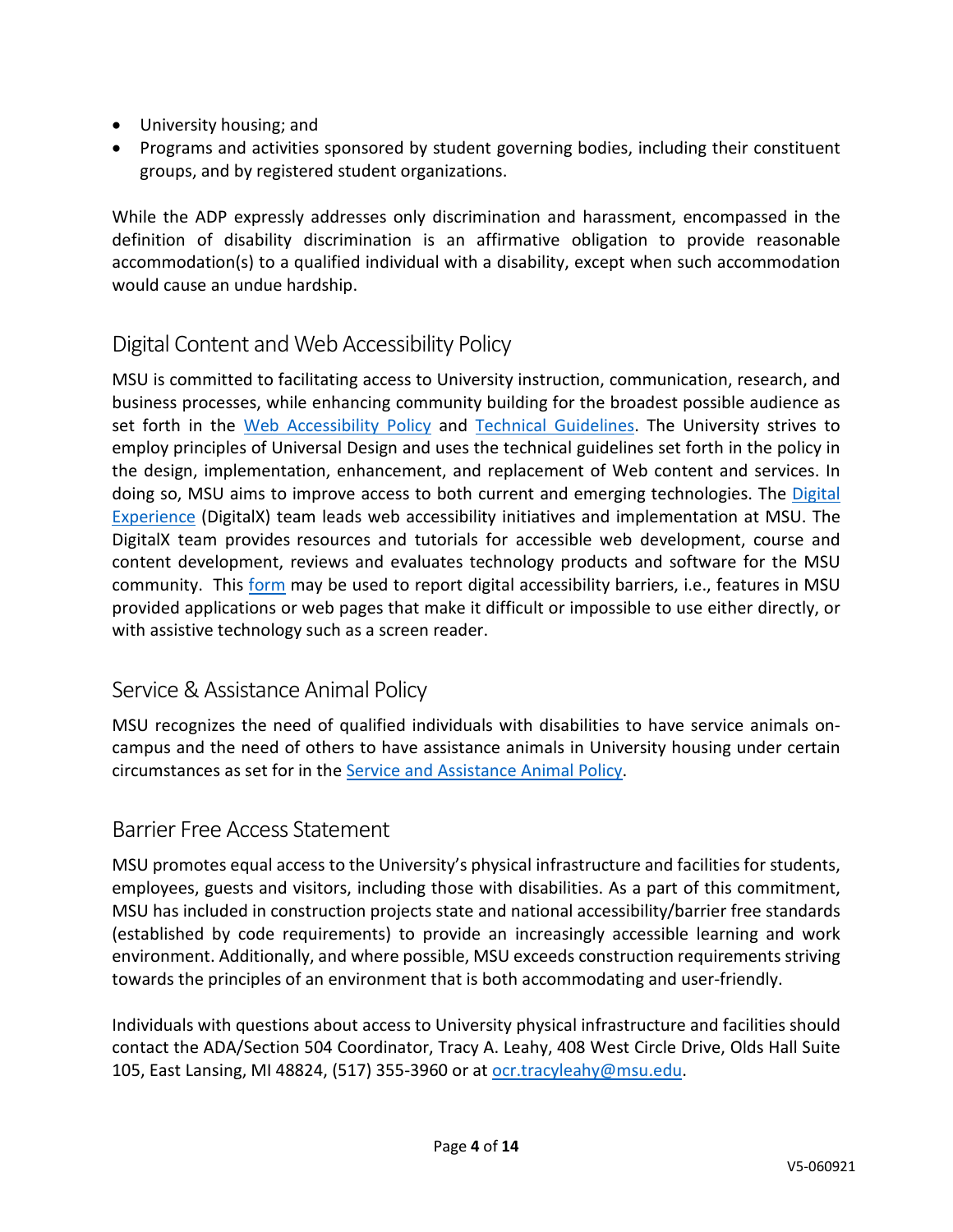- University housing; and
- Programs and activities sponsored by student governing bodies, including their constituent groups, and by registered student organizations.

While the ADP expressly addresses only discrimination and harassment, encompassed in the definition of disability discrimination is an affirmative obligation to provide reasonable accommodation(s) to a qualified individual with a disability, except when such accommodation would cause an undue hardship.

## Digital Content and Web Accessibility Policy

MSU is committed to facilitating access to University instruction, communication, research, and business processes, while enhancing community building for the broadest possible audience as set forth in the Web Accessibility Policy and Technical Guidelines. The University strives to employ principles of Universal Design and uses the technical guidelines set forth in the policy in the design, implementation, enhancement, and replacement of Web content and services. In doing so, MSU aims to improve access to both current and emerging technologies. The Digital Experience (DigitalX) team leads web accessibility initiatives and implementation at MSU. The DigitalX team provides resources and tutorials for accessible web development, course and content development, reviews and evaluates technology products and software for the MSU community. This form may be used to report digital accessibility barriers, i.e., features in MSU provided applications or web pages that make it difficult or impossible to use either directly, or with assistive technology such as a screen reader.

## Service & Assistance Animal Policy

MSU recognizes the need of qualified individuals with disabilities to have service animals on-campus and the need of others to have assistance animals in University housing under certain circumstances as set for in the Service and Assistance Animal Policy.

## Barrier Free Access Statement

MSU promotes equal access to the University's physical infrastructure and facilities for students, employees, guests and visitors, including those with disabilities. As a part of this commitment, MSU has included in construction projects state and national accessibility/barrier free standards (established by code requirements) to provide an increasingly accessible learning and work environment. Additionally, and where possible, MSU exceeds construction requirements striving towards the principles of an environment that is both accommodating and user-friendly.

Individuals with questions about access to University physical infrastructure and facilities should contact the ADA/Section 504 Coordinator, Tracy A. Leahy, 408 West Circle Drive, Olds Hall Suite 105, East Lansing, MI 48824, (517) 355-3960 or at ocr.tracyleahy@msu.edu.

V5-060921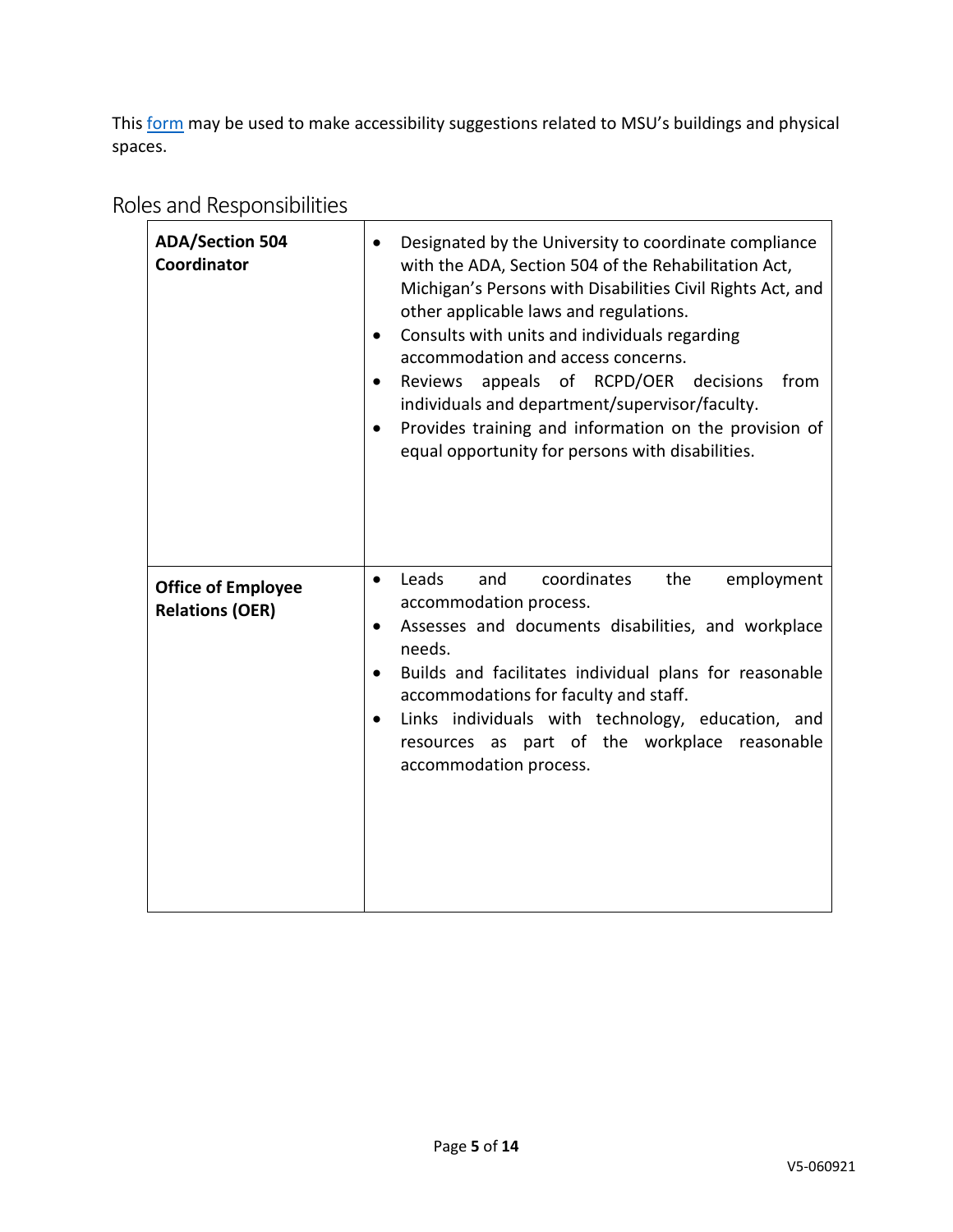This [form](#) may be used to make accessibility suggestions related to MSU's buildings and physical spaces.

## Roles and Responsibilities

| | |
|---|---|
| **ADA/Section 504 Coordinator** | • Designated by the University to coordinate compliance with the ADA, Section 504 of the Rehabilitation Act, Michigan's Persons with Disabilities Civil Rights Act, and other applicable laws and regulations.<br>• Consults with units and individuals regarding accommodation and access concerns.<br>• Reviews appeals of RCPD/OER decisions from individuals and department/supervisor/faculty.<br>• Provides training and information on the provision of equal opportunity for persons with disabilities. |
| **Office of Employee Relations (OER)** | • Leads and coordinates the employment accommodation process.<br>• Assesses and documents disabilities, and workplace needs.<br>• Builds and facilitates individual plans for reasonable accommodations for faculty and staff.<br>• Links individuals with technology, education, and resources as part of the workplace reasonable accommodation process. |

V5-060921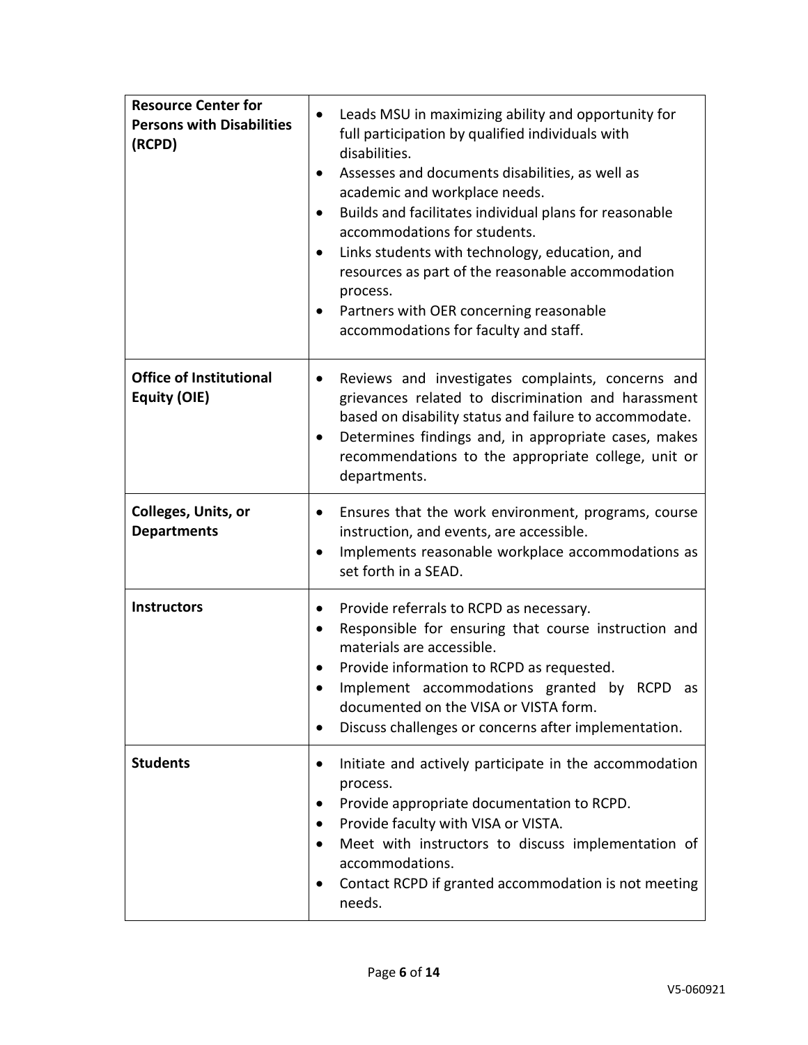| | |
|---|---|
| **Resource Center for Persons with Disabilities (RCPD)** | • Leads MSU in maximizing ability and opportunity for full participation by qualified individuals with disabilities.<br>• Assesses and documents disabilities, as well as academic and workplace needs.<br>• Builds and facilitates individual plans for reasonable accommodations for students.<br>• Links students with technology, education, and resources as part of the reasonable accommodation process.<br>• Partners with OER concerning reasonable accommodations for faculty and staff. |
| **Office of Institutional Equity (OIE)** | • Reviews and investigates complaints, concerns and grievances related to discrimination and harassment based on disability status and failure to accommodate.<br>• Determines findings and, in appropriate cases, makes recommendations to the appropriate college, unit or departments. |
| **Colleges, Units, or Departments** | • Ensures that the work environment, programs, course instruction, and events, are accessible.<br>• Implements reasonable workplace accommodations as set forth in a SEAD. |
| **Instructors** | • Provide referrals to RCPD as necessary.<br>• Responsible for ensuring that course instruction and materials are accessible.<br>• Provide information to RCPD as requested.<br>• Implement accommodations granted by RCPD as documented on the VISA or VISTA form.<br>• Discuss challenges or concerns after implementation. |
| **Students** | • Initiate and actively participate in the accommodation process.<br>• Provide appropriate documentation to RCPD.<br>• Provide faculty with VISA or VISTA.<br>• Meet with instructors to discuss implementation of accommodations.<br>• Contact RCPD if granted accommodation is not meeting needs. |

V5-060921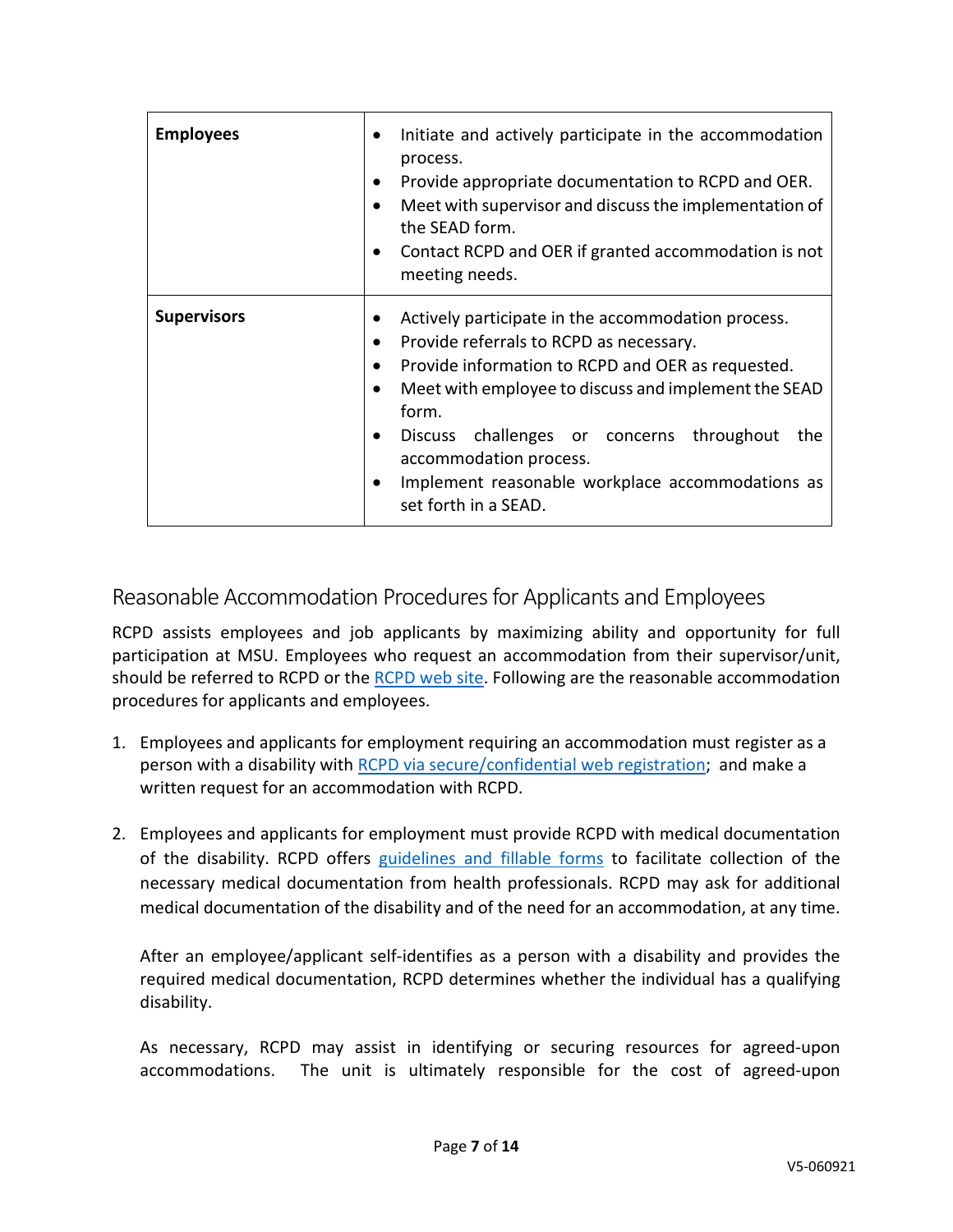| | |
|---|---|
| **Employees** | • Initiate and actively participate in the accommodation process.<br>• Provide appropriate documentation to RCPD and OER.<br>• Meet with supervisor and discuss the implementation of the SEAD form.<br>• Contact RCPD and OER if granted accommodation is not meeting needs. |
| **Supervisors** | • Actively participate in the accommodation process.<br>• Provide referrals to RCPD as necessary.<br>• Provide information to RCPD and OER as requested.<br>• Meet with employee to discuss and implement the SEAD form.<br>• Discuss challenges or concerns throughout the accommodation process.<br>• Implement reasonable workplace accommodations as set forth in a SEAD. |

## Reasonable Accommodation Procedures for Applicants and Employees

RCPD assists employees and job applicants by maximizing ability and opportunity for full participation at MSU. Employees who request an accommodation from their supervisor/unit, should be referred to RCPD or the RCPD web site. Following are the reasonable accommodation procedures for applicants and employees.

1. Employees and applicants for employment requiring an accommodation must register as a person with a disability with RCPD via secure/confidential web registration; and make a written request for an accommodation with RCPD.

2. Employees and applicants for employment must provide RCPD with medical documentation of the disability. RCPD offers guidelines and fillable forms to facilitate collection of the necessary medical documentation from health professionals. RCPD may ask for additional medical documentation of the disability and of the need for an accommodation, at any time.

   After an employee/applicant self-identifies as a person with a disability and provides the required medical documentation, RCPD determines whether the individual has a qualifying disability.

   As necessary, RCPD may assist in identifying or securing resources for agreed-upon accommodations. The unit is ultimately responsible for the cost of agreed-upon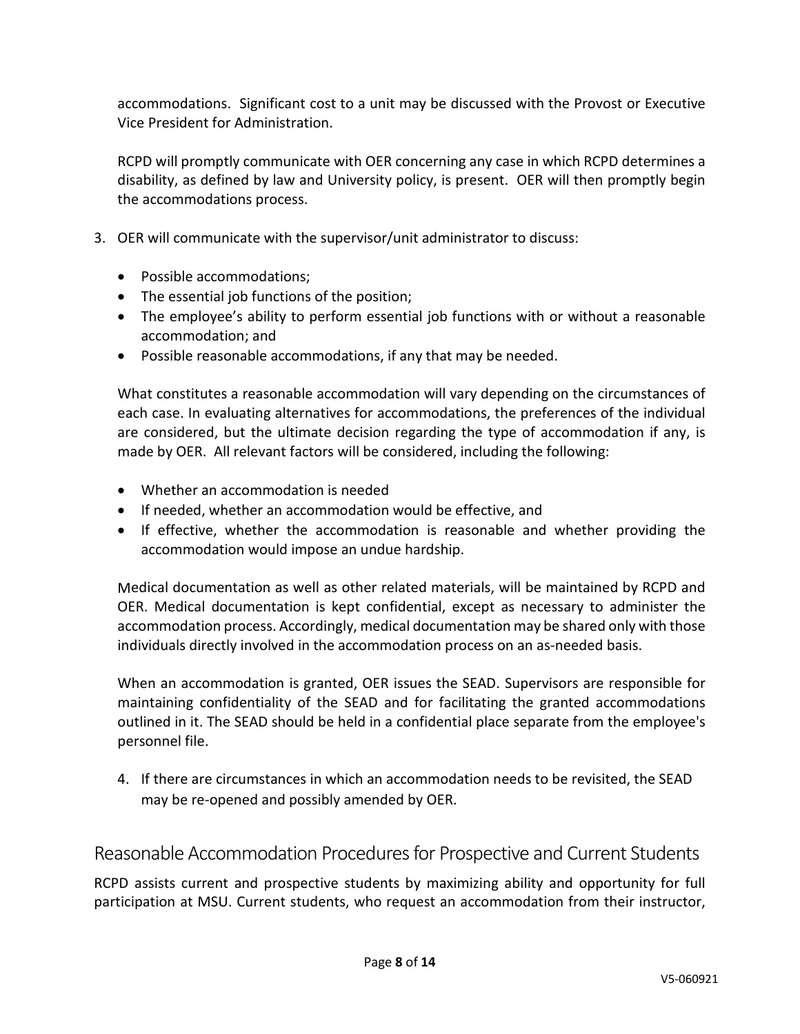accommodations. Significant cost to a unit may be discussed with the Provost or Executive Vice President for Administration.

RCPD will promptly communicate with OER concerning any case in which RCPD determines a disability, as defined by law and University policy, is present. OER will then promptly begin the accommodations process.

3. OER will communicate with the supervisor/unit administrator to discuss:

   - Possible accommodations;
   - The essential job functions of the position;
   - The employee's ability to perform essential job functions with or without a reasonable accommodation; and
   - Possible reasonable accommodations, if any that may be needed.

   What constitutes a reasonable accommodation will vary depending on the circumstances of each case. In evaluating alternatives for accommodations, the preferences of the individual are considered, but the ultimate decision regarding the type of accommodation if any, is made by OER. All relevant factors will be considered, including the following:

   - Whether an accommodation is needed
   - If needed, whether an accommodation would be effective, and
   - If effective, whether the accommodation is reasonable and whether providing the accommodation would impose an undue hardship.

   Medical documentation as well as other related materials, will be maintained by RCPD and OER. Medical documentation is kept confidential, except as necessary to administer the accommodation process. Accordingly, medical documentation may be shared only with those individuals directly involved in the accommodation process on an as-needed basis.

   When an accommodation is granted, OER issues the SEAD. Supervisors are responsible for maintaining confidentiality of the SEAD and for facilitating the granted accommodations outlined in it. The SEAD should be held in a confidential place separate from the employee's personnel file.

4. If there are circumstances in which an accommodation needs to be revisited, the SEAD may be re-opened and possibly amended by OER.

## Reasonable Accommodation Procedures for Prospective and Current Students

RCPD assists current and prospective students by maximizing ability and opportunity for full participation at MSU. Current students, who request an accommodation from their instructor,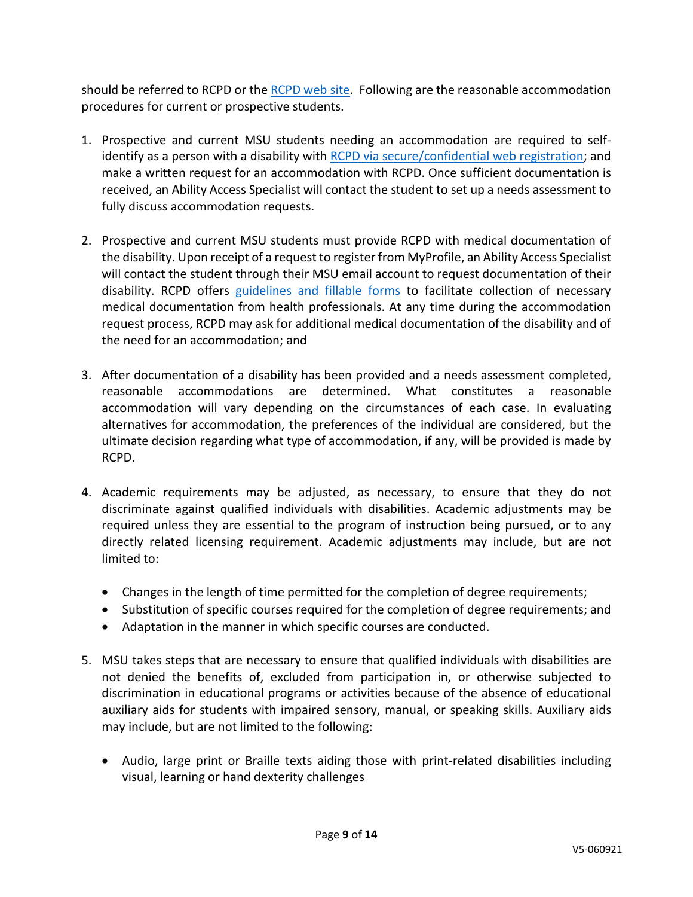should be referred to RCPD or the RCPD web site. Following are the reasonable accommodation procedures for current or prospective students.

1. Prospective and current MSU students needing an accommodation are required to self-identify as a person with a disability with RCPD via secure/confidential web registration; and make a written request for an accommodation with RCPD. Once sufficient documentation is received, an Ability Access Specialist will contact the student to set up a needs assessment to fully discuss accommodation requests.

2. Prospective and current MSU students must provide RCPD with medical documentation of the disability. Upon receipt of a request to register from MyProfile, an Ability Access Specialist will contact the student through their MSU email account to request documentation of their disability. RCPD offers guidelines and fillable forms to facilitate collection of necessary medical documentation from health professionals. At any time during the accommodation request process, RCPD may ask for additional medical documentation of the disability and of the need for an accommodation; and

3. After documentation of a disability has been provided and a needs assessment completed, reasonable accommodations are determined. What constitutes a reasonable accommodation will vary depending on the circumstances of each case. In evaluating alternatives for accommodation, the preferences of the individual are considered, but the ultimate decision regarding what type of accommodation, if any, will be provided is made by RCPD.

4. Academic requirements may be adjusted, as necessary, to ensure that they do not discriminate against qualified individuals with disabilities. Academic adjustments may be required unless they are essential to the program of instruction being pursued, or to any directly related licensing requirement. Academic adjustments may include, but are not limited to:

   - Changes in the length of time permitted for the completion of degree requirements;
   - Substitution of specific courses required for the completion of degree requirements; and
   - Adaptation in the manner in which specific courses are conducted.

5. MSU takes steps that are necessary to ensure that qualified individuals with disabilities are not denied the benefits of, excluded from participation in, or otherwise subjected to discrimination in educational programs or activities because of the absence of educational auxiliary aids for students with impaired sensory, manual, or speaking skills. Auxiliary aids may include, but are not limited to the following:

   - Audio, large print or Braille texts aiding those with print-related disabilities including visual, learning or hand dexterity challenges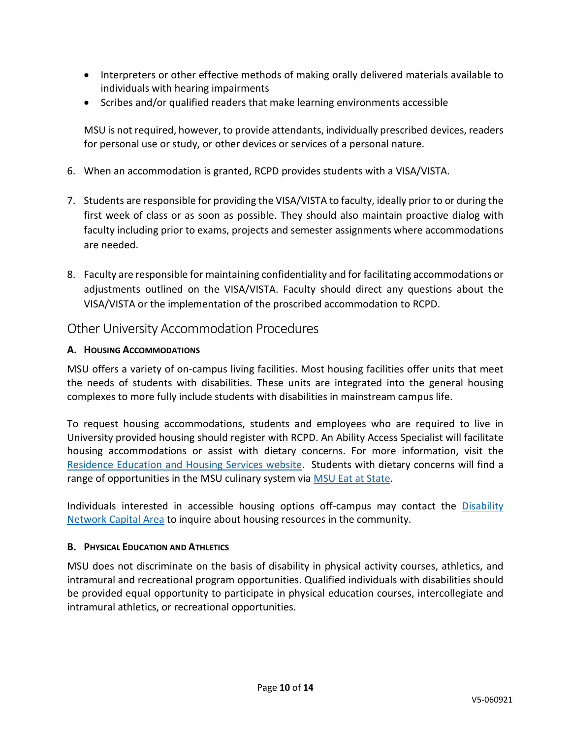- Interpreters or other effective methods of making orally delivered materials available to individuals with hearing impairments
- Scribes and/or qualified readers that make learning environments accessible

MSU is not required, however, to provide attendants, individually prescribed devices, readers for personal use or study, or other devices or services of a personal nature.

6. When an accommodation is granted, RCPD provides students with a VISA/VISTA.

7. Students are responsible for providing the VISA/VISTA to faculty, ideally prior to or during the first week of class or as soon as possible. They should also maintain proactive dialog with faculty including prior to exams, projects and semester assignments where accommodations are needed.

8. Faculty are responsible for maintaining confidentiality and for facilitating accommodations or adjustments outlined on the VISA/VISTA. Faculty should direct any questions about the VISA/VISTA or the implementation of the proscribed accommodation to RCPD.

## Other University Accommodation Procedures

### A. Housing Accommodations

MSU offers a variety of on-campus living facilities. Most housing facilities offer units that meet the needs of students with disabilities. These units are integrated into the general housing complexes to more fully include students with disabilities in mainstream campus life.

To request housing accommodations, students and employees who are required to live in University provided housing should register with RCPD. An Ability Access Specialist will facilitate housing accommodations or assist with dietary concerns. For more information, visit the Residence Education and Housing Services website. Students with dietary concerns will find a range of opportunities in the MSU culinary system via MSU Eat at State.

Individuals interested in accessible housing options off-campus may contact the Disability Network Capital Area to inquire about housing resources in the community.

### B. Physical Education and Athletics

MSU does not discriminate on the basis of disability in physical activity courses, athletics, and intramural and recreational program opportunities. Qualified individuals with disabilities should be provided equal opportunity to participate in physical education courses, intercollegiate and intramural athletics, or recreational opportunities.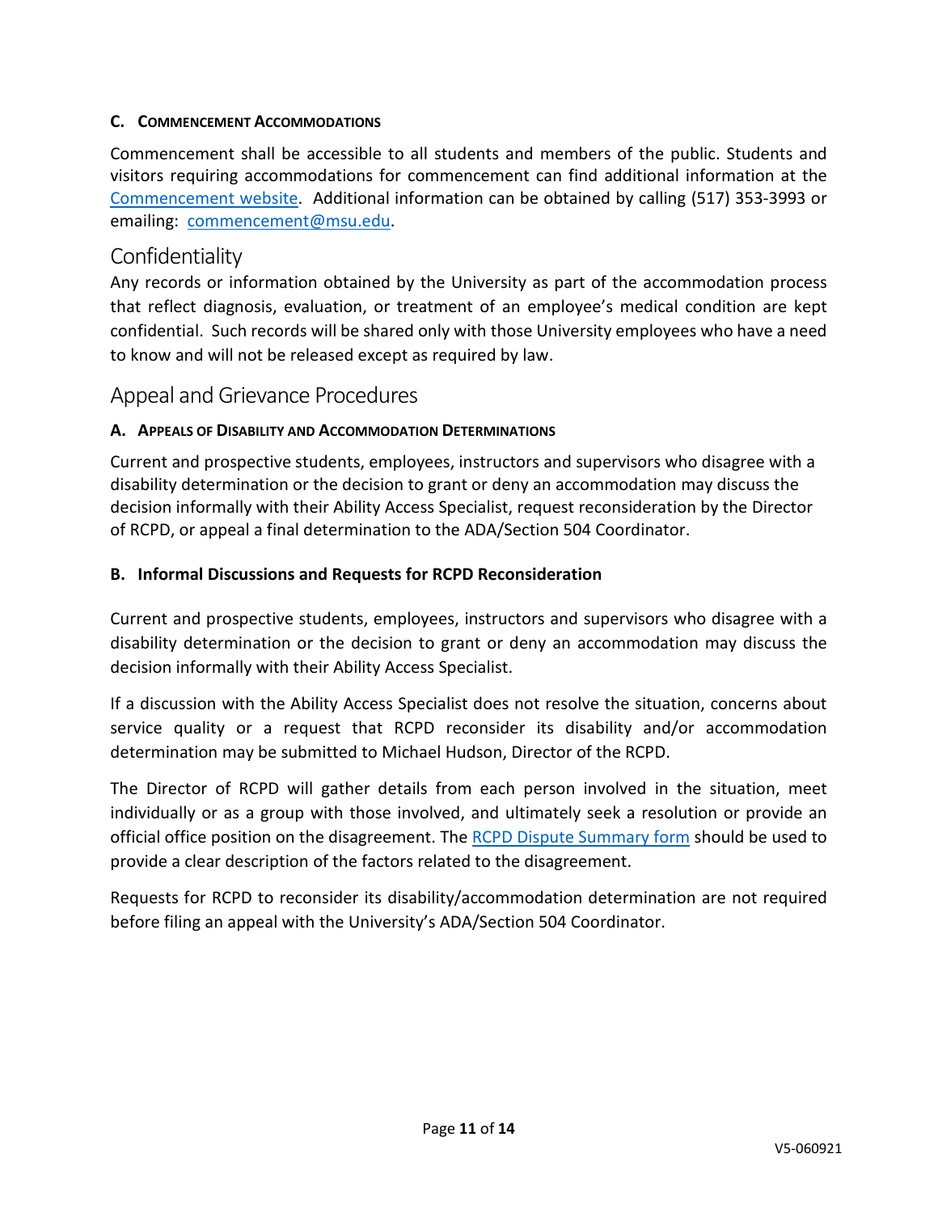#### C. COMMENCEMENT ACCOMMODATIONS

Commencement shall be accessible to all students and members of the public. Students and visitors requiring accommodations for commencement can find additional information at the Commencement website. Additional information can be obtained by calling (517) 353-3993 or emailing: commencement@msu.edu.

## Confidentiality

Any records or information obtained by the University as part of the accommodation process that reflect diagnosis, evaluation, or treatment of an employee's medical condition are kept confidential. Such records will be shared only with those University employees who have a need to know and will not be released except as required by law.

## Appeal and Grievance Procedures

#### A. APPEALS OF DISABILITY AND ACCOMMODATION DETERMINATIONS

Current and prospective students, employees, instructors and supervisors who disagree with a disability determination or the decision to grant or deny an accommodation may discuss the decision informally with their Ability Access Specialist, request reconsideration by the Director of RCPD, or appeal a final determination to the ADA/Section 504 Coordinator.

#### B. Informal Discussions and Requests for RCPD Reconsideration

Current and prospective students, employees, instructors and supervisors who disagree with a disability determination or the decision to grant or deny an accommodation may discuss the decision informally with their Ability Access Specialist.

If a discussion with the Ability Access Specialist does not resolve the situation, concerns about service quality or a request that RCPD reconsider its disability and/or accommodation determination may be submitted to Michael Hudson, Director of the RCPD.

The Director of RCPD will gather details from each person involved in the situation, meet individually or as a group with those involved, and ultimately seek a resolution or provide an official office position on the disagreement. The RCPD Dispute Summary form should be used to provide a clear description of the factors related to the disagreement.

Requests for RCPD to reconsider its disability/accommodation determination are not required before filing an appeal with the University's ADA/Section 504 Coordinator.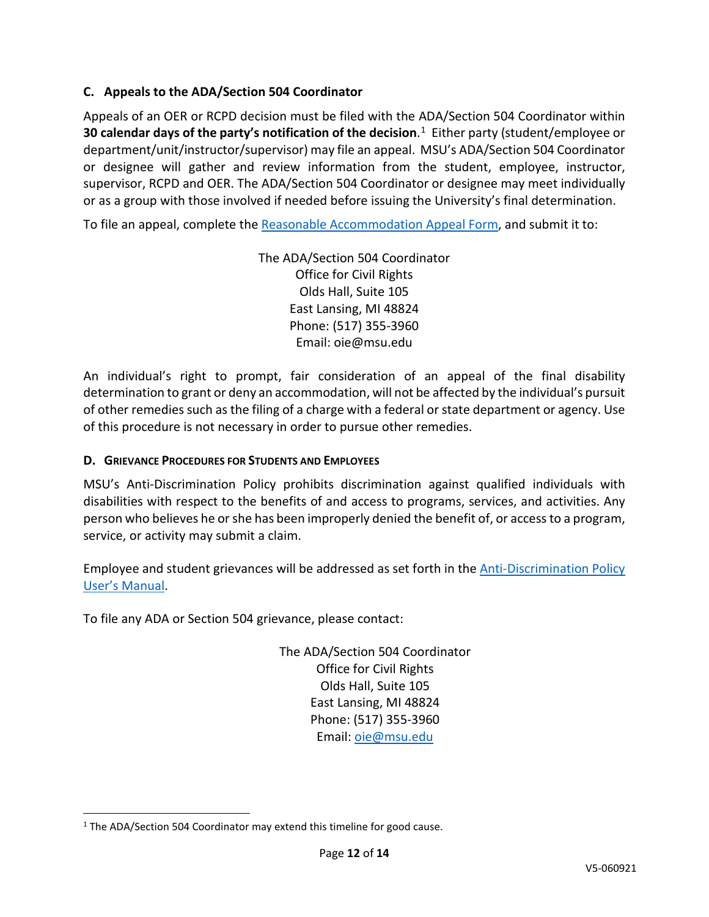### C. Appeals to the ADA/Section 504 Coordinator

Appeals of an OER or RCPD decision must be filed with the ADA/Section 504 Coordinator within **30 calendar days of the party's notification of the decision**.[1] Either party (student/employee or department/unit/instructor/supervisor) may file an appeal. MSU's ADA/Section 504 Coordinator or designee will gather and review information from the student, employee, instructor, supervisor, RCPD and OER. The ADA/Section 504 Coordinator or designee may meet individually or as a group with those involved if needed before issuing the University's final determination.

To file an appeal, complete the [Reasonable Accommodation Appeal Form], and submit it to:

The ADA/Section 504 Coordinator
Office for Civil Rights
Olds Hall, Suite 105
East Lansing, MI 48824
Phone: (517) 355-3960
Email: oie@msu.edu

An individual's right to prompt, fair consideration of an appeal of the final disability determination to grant or deny an accommodation, will not be affected by the individual's pursuit of other remedies such as the filing of a charge with a federal or state department or agency. Use of this procedure is not necessary in order to pursue other remedies.

### D. Grievance Procedures for Students and Employees

MSU's Anti-Discrimination Policy prohibits discrimination against qualified individuals with disabilities with respect to the benefits of and access to programs, services, and activities. Any person who believes he or she has been improperly denied the benefit of, or access to a program, service, or activity may submit a claim.

Employee and student grievances will be addressed as set forth in the [Anti-Discrimination Policy User's Manual].

To file any ADA or Section 504 grievance, please contact:

The ADA/Section 504 Coordinator
Office for Civil Rights
Olds Hall, Suite 105
East Lansing, MI 48824
Phone: (517) 355-3960
Email: oie@msu.edu

---

[1] The ADA/Section 504 Coordinator may extend this timeline for good cause.

V5-060921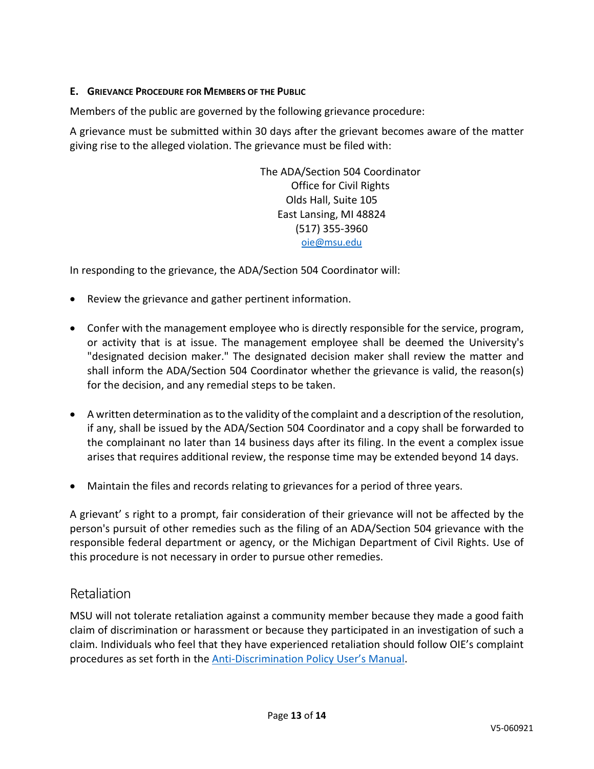### E. Grievance Procedure for Members of the Public

Members of the public are governed by the following grievance procedure:

A grievance must be submitted within 30 days after the grievant becomes aware of the matter giving rise to the alleged violation. The grievance must be filed with:

The ADA/Section 504 Coordinator
Office for Civil Rights
Olds Hall, Suite 105
East Lansing, MI 48824
(517) 355-3960
[oie@msu.edu](mailto:oie@msu.edu)

In responding to the grievance, the ADA/Section 504 Coordinator will:

- Review the grievance and gather pertinent information.
- Confer with the management employee who is directly responsible for the service, program, or activity that is at issue. The management employee shall be deemed the University's "designated decision maker." The designated decision maker shall review the matter and shall inform the ADA/Section 504 Coordinator whether the grievance is valid, the reason(s) for the decision, and any remedial steps to be taken.
- A written determination as to the validity of the complaint and a description of the resolution, if any, shall be issued by the ADA/Section 504 Coordinator and a copy shall be forwarded to the complainant no later than 14 business days after its filing. In the event a complex issue arises that requires additional review, the response time may be extended beyond 14 days.
- Maintain the files and records relating to grievances for a period of three years.

A grievant' s right to a prompt, fair consideration of their grievance will not be affected by the person's pursuit of other remedies such as the filing of an ADA/Section 504 grievance with the responsible federal department or agency, or the Michigan Department of Civil Rights. Use of this procedure is not necessary in order to pursue other remedies.

## Retaliation

MSU will not tolerate retaliation against a community member because they made a good faith claim of discrimination or harassment or because they participated in an investigation of such a claim. Individuals who feel that they have experienced retaliation should follow OIE's complaint procedures as set forth in the Anti-Discrimination Policy User's Manual.

V5-060921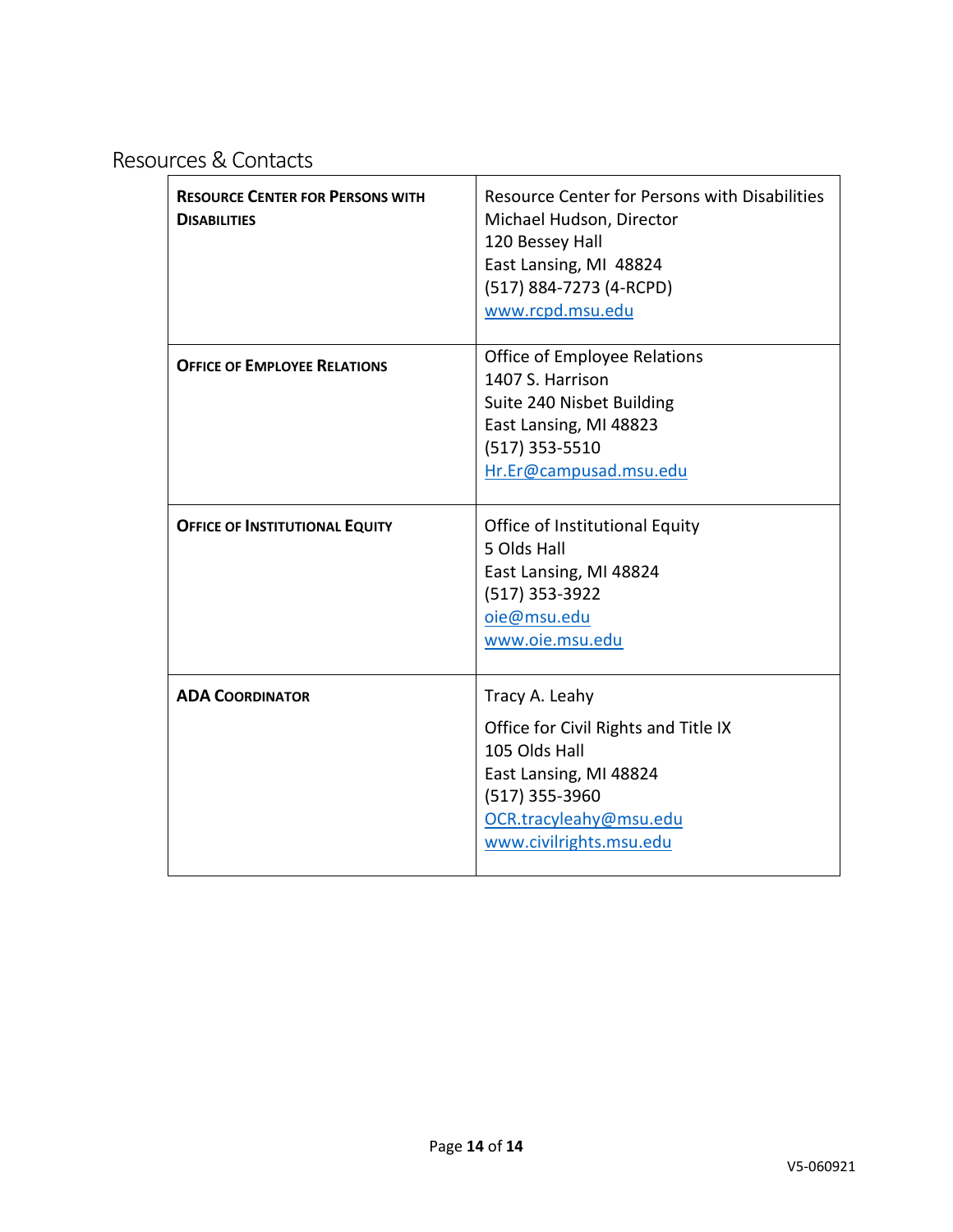## Resources & Contacts

| | |
|---|---|
| **Resource Center for Persons with Disabilities** | Resource Center for Persons with Disabilities<br>Michael Hudson, Director<br>120 Bessey Hall<br>East Lansing, MI 48824<br>(517) 884-7273 (4-RCPD)<br>www.rcpd.msu.edu |
| **Office of Employee Relations** | Office of Employee Relations<br>1407 S. Harrison<br>Suite 240 Nisbet Building<br>East Lansing, MI 48823<br>(517) 353-5510<br>Hr.Er@campusad.msu.edu |
| **Office of Institutional Equity** | Office of Institutional Equity<br>5 Olds Hall<br>East Lansing, MI 48824<br>(517) 353-3922<br>oie@msu.edu<br>www.oie.msu.edu |
| **ADA Coordinator** | Tracy A. Leahy<br><br>Office for Civil Rights and Title IX<br>105 Olds Hall<br>East Lansing, MI 48824<br>(517) 355-3960<br>OCR.tracyleahy@msu.edu<br>www.civilrights.msu.edu |

V5-060921